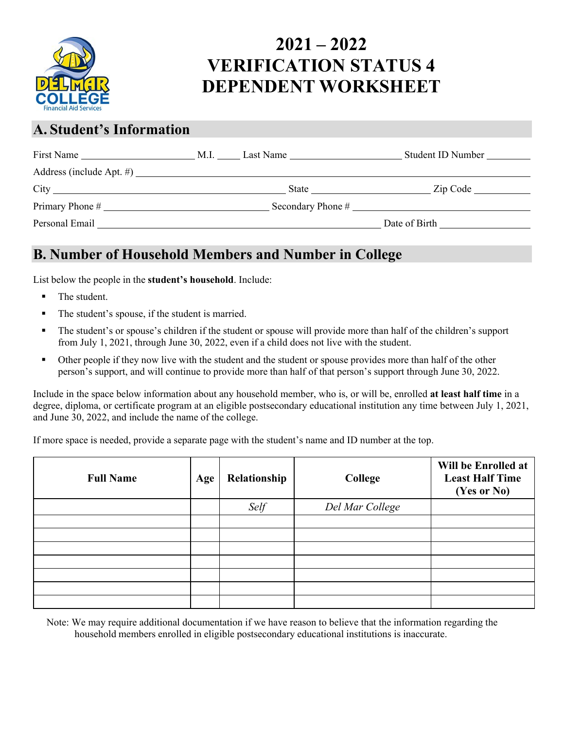# 2021 – 2022 VERIFICATION STATUS 4 DEPENDENT WORKSHEET

## A. Student's Information

First Name ______________________ M.I. _____ Last Name ______________________ Student ID Number _________

Address (include Apt. #) ____________________________________________________________

City ____________________________________________ State ______________________ Zip Code ___________

Primary Phone # ______________________________ Secondary Phone # ______________________________

Personal Email ______________________________________________________ Date of Birth _________________

## B. Number of Household Members and Number in College

List below the people in the **student's household**. Include:

- The student.
- The student's spouse, if the student is married.
- The student's or spouse's children if the student or spouse will provide more than half of the children's support from July 1, 2021, through June 30, 2022, even if a child does not live with the student.
- Other people if they now live with the student and the student or spouse provides more than half of the other person's support, and will continue to provide more than half of that person's support through June 30, 2022.

Include in the space below information about any household member, who is, or will be, enrolled **at least half time** in a degree, diploma, or certificate program at an eligible postsecondary educational institution any time between July 1, 2021, and June 30, 2022, and include the name of the college.

If more space is needed, provide a separate page with the student's name and ID number at the top.

| Full Name | Age | Relationship | College | Will be Enrolled at Least Half Time (Yes or No) |
|---|---|---|---|---|
| | | *Self* | *Del Mar College* | |
| | | | | |
| | | | | |
| | | | | |
| | | | | |
| | | | | |
| | | | | |
| | | | | |

Note: We may require additional documentation if we have reason to believe that the information regarding the household members enrolled in eligible postsecondary educational institutions is inaccurate.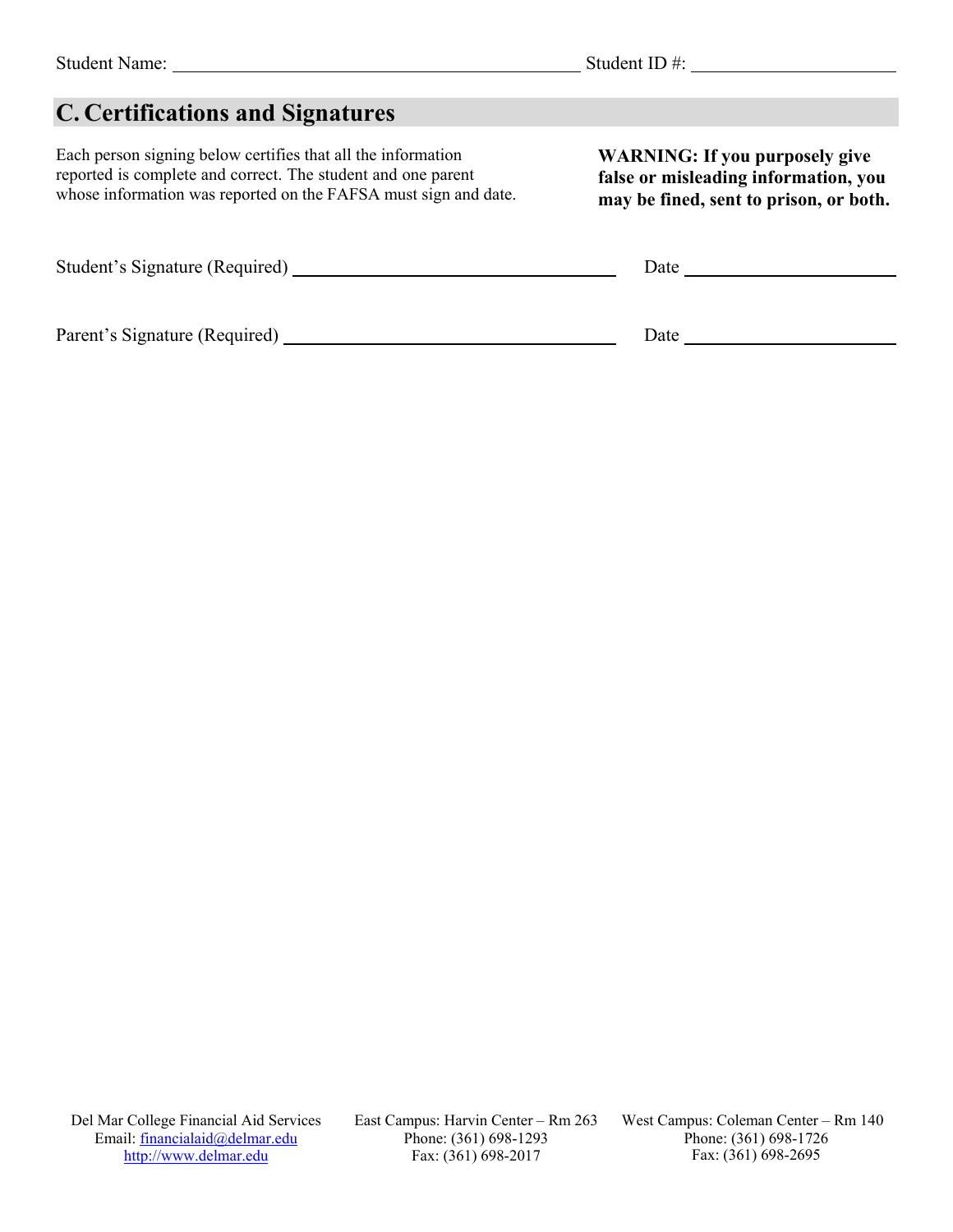Student Name: ______________________________ Student ID #: ______________

## C. Certifications and Signatures

Each person signing below certifies that all the information reported is complete and correct. The student and one parent whose information was reported on the FAFSA must sign and date.

**WARNING: If you purposely give false or misleading information, you may be fined, sent to prison, or both.**

Student's Signature (Required) ______________________________ Date ______________

Parent's Signature (Required) ______________________________ Date ______________

Del Mar College Financial Aid Services
Email: financialaid@delmar.edu
http://www.delmar.edu

East Campus: Harvin Center – Rm 263
Phone: (361) 698-1293
Fax: (361) 698-2017

West Campus: Coleman Center – Rm 140
Phone: (361) 698-1726
Fax: (361) 698-2695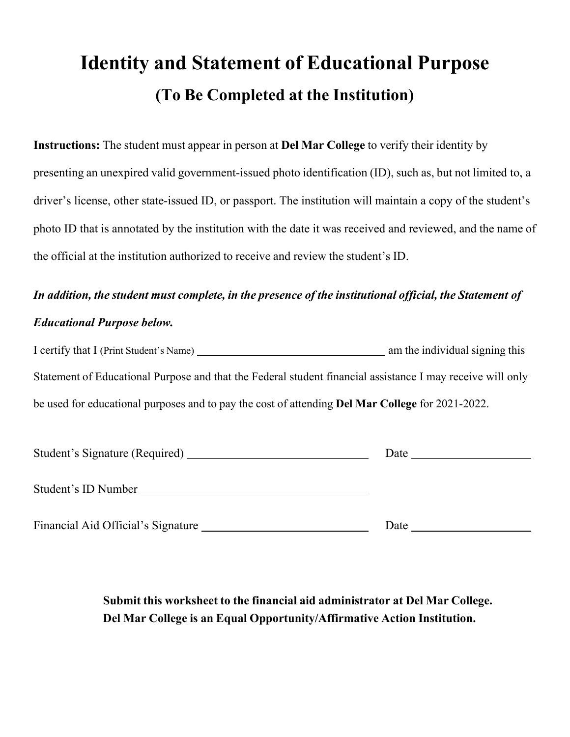# Identity and Statement of Educational Purpose

## (To Be Completed at the Institution)

**Instructions:** The student must appear in person at **Del Mar College** to verify their identity by presenting an unexpired valid government-issued photo identification (ID), such as, but not limited to, a driver's license, other state-issued ID, or passport. The institution will maintain a copy of the student's photo ID that is annotated by the institution with the date it was received and reviewed, and the name of the official at the institution authorized to receive and review the student's ID.

***In addition, the student must complete, in the presence of the institutional official, the Statement of Educational Purpose below.***

I certify that I (Print Student's Name) ________________________________ am the individual signing this Statement of Educational Purpose and that the Federal student financial assistance I may receive will only be used for educational purposes and to pay the cost of attending **Del Mar College** for 2021-2022.

Student's Signature (Required) ______________________________ Date ____________________

Student's ID Number ______________________________________

Financial Aid Official's Signature ____________________________ Date ____________________

**Submit this worksheet to the financial aid administrator at Del Mar College.**
**Del Mar College is an Equal Opportunity/Affirmative Action Institution.**